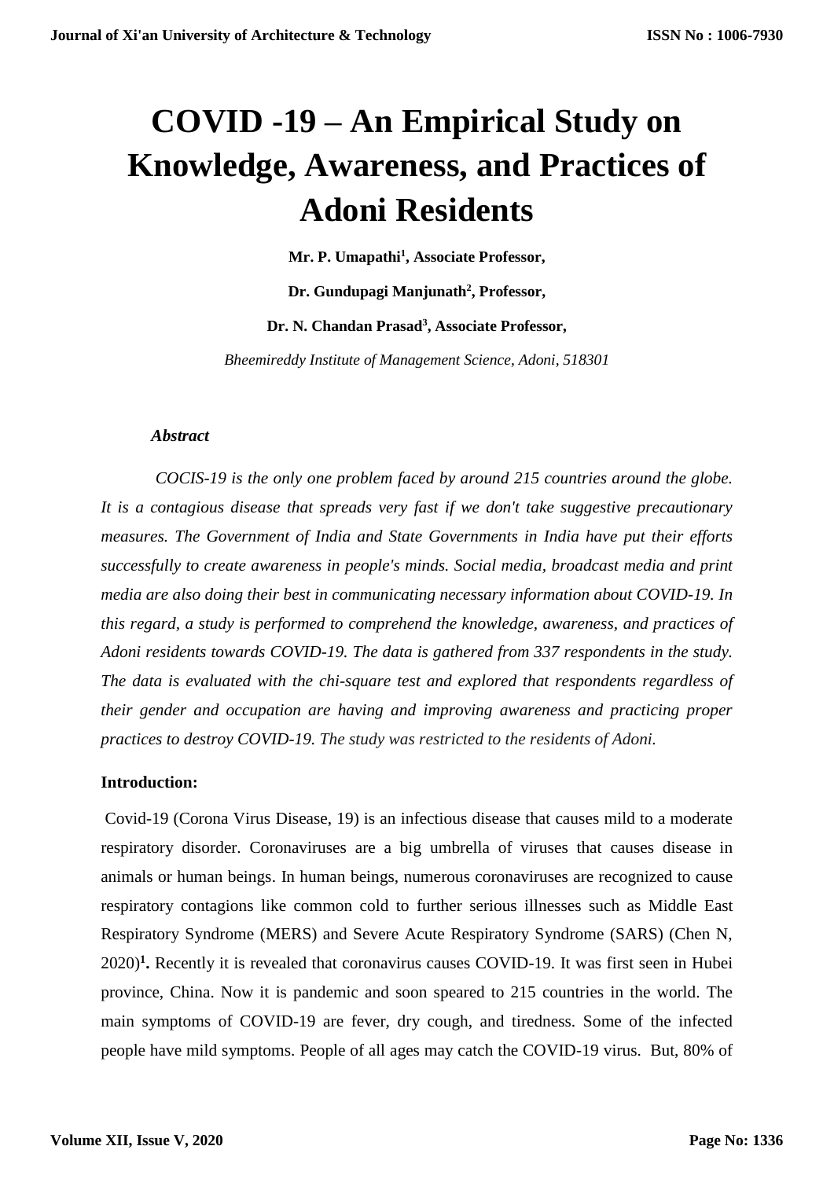# COVID -19 – An Empirical Study on Knowledge, Awareness, and Practices of Adoni Residents

**Mr. P. Umapathi[1], Associate Professor,**

**Dr. Gundupagi Manjunath[2], Professor,**

**Dr. N. Chandan Prasad[3], Associate Professor,**

*Bheemireddy Institute of Management Science, Adoni, 518301*

### *Abstract*

*COCIS-19 is the only one problem faced by around 215 countries around the globe. It is a contagious disease that spreads very fast if we don't take suggestive precautionary measures. The Government of India and State Governments in India have put their efforts successfully to create awareness in people's minds. Social media, broadcast media and print media are also doing their best in communicating necessary information about COVID-19. In this regard, a study is performed to comprehend the knowledge, awareness, and practices of Adoni residents towards COVID-19. The data is gathered from 337 respondents in the study. The data is evaluated with the chi-square test and explored that respondents regardless of their gender and occupation are having and improving awareness and practicing proper practices to destroy COVID-19. The study was restricted to the residents of Adoni.*

## Introduction:

Covid-19 (Corona Virus Disease, 19) is an infectious disease that causes mild to a moderate respiratory disorder. Coronaviruses are a big umbrella of viruses that causes disease in animals or human beings. In human beings, numerous coronaviruses are recognized to cause respiratory contagions like common cold to further serious illnesses such as Middle East Respiratory Syndrome (MERS) and Severe Acute Respiratory Syndrome (SARS) (Chen N, 2020)**[1].** Recently it is revealed that coronavirus causes COVID-19. It was first seen in Hubei province, China. Now it is pandemic and soon speared to 215 countries in the world. The main symptoms of COVID-19 are fever, dry cough, and tiredness. Some of the infected people have mild symptoms. People of all ages may catch the COVID-19 virus. But, 80% of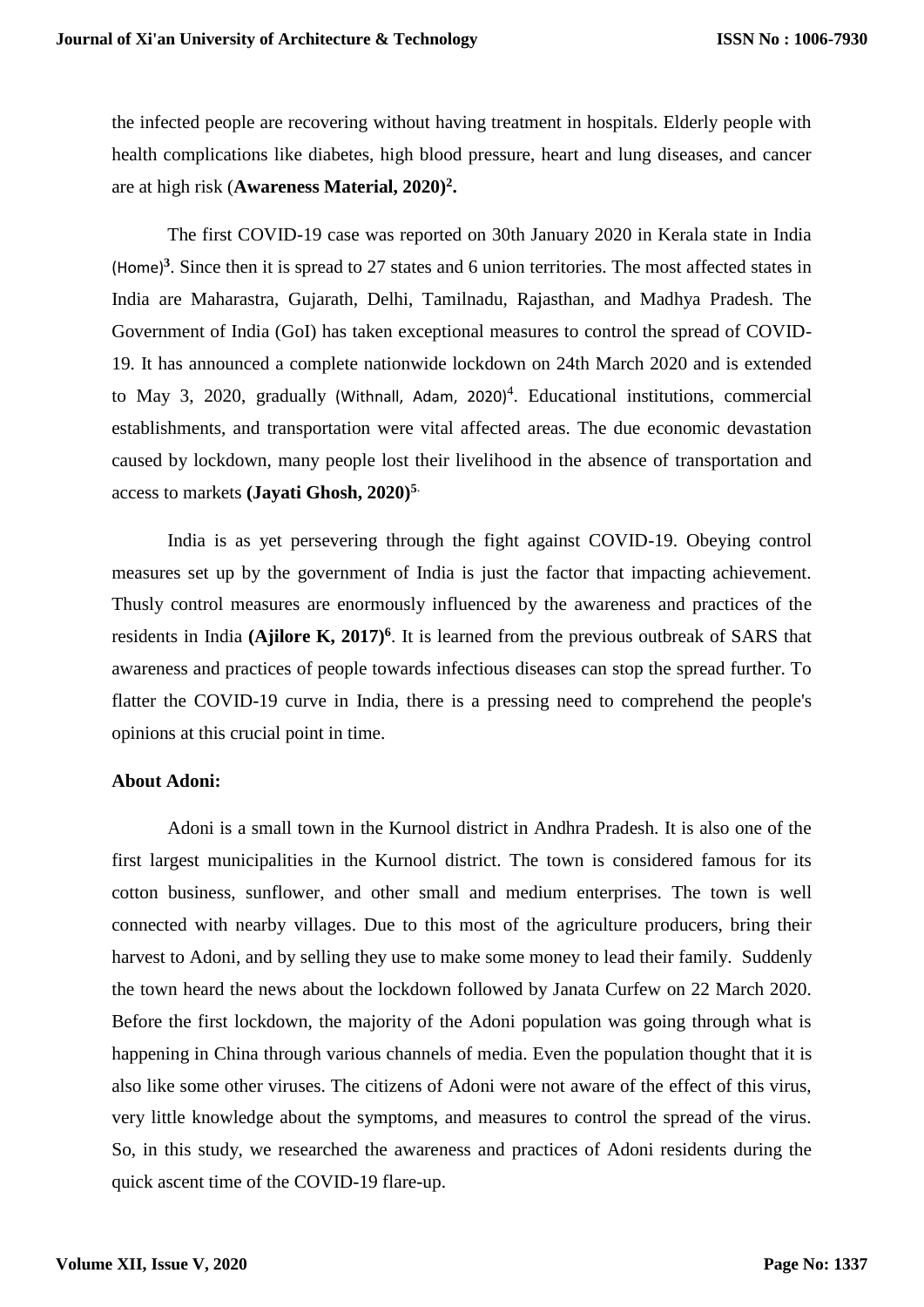the infected people are recovering without having treatment in hospitals. Elderly people with health complications like diabetes, high blood pressure, heart and lung diseases, and cancer are at high risk (**Awareness Material, 2020)[2].**

The first COVID-19 case was reported on 30th January 2020 in Kerala state in India (Home)[3]. Since then it is spread to 27 states and 6 union territories. The most affected states in India are Maharastra, Gujarath, Delhi, Tamilnadu, Rajasthan, and Madhya Pradesh. The Government of India (GoI) has taken exceptional measures to control the spread of COVID-19. It has announced a complete nationwide lockdown on 24th March 2020 and is extended to May 3, 2020, gradually (Withnall, Adam, 2020)[4]. Educational institutions, commercial establishments, and transportation were vital affected areas. The due economic devastation caused by lockdown, many people lost their livelihood in the absence of transportation and access to markets **(Jayati Ghosh, 2020)[5].**

India is as yet persevering through the fight against COVID-19. Obeying control measures set up by the government of India is just the factor that impacting achievement. Thusly control measures are enormously influenced by the awareness and practices of the residents in India **(Ajilore K, 2017)[6]**. It is learned from the previous outbreak of SARS that awareness and practices of people towards infectious diseases can stop the spread further. To flatter the COVID-19 curve in India, there is a pressing need to comprehend the people's opinions at this crucial point in time.

**About Adoni:**

Adoni is a small town in the Kurnool district in Andhra Pradesh. It is also one of the first largest municipalities in the Kurnool district. The town is considered famous for its cotton business, sunflower, and other small and medium enterprises. The town is well connected with nearby villages. Due to this most of the agriculture producers, bring their harvest to Adoni, and by selling they use to make some money to lead their family. Suddenly the town heard the news about the lockdown followed by Janata Curfew on 22 March 2020. Before the first lockdown, the majority of the Adoni population was going through what is happening in China through various channels of media. Even the population thought that it is also like some other viruses. The citizens of Adoni were not aware of the effect of this virus, very little knowledge about the symptoms, and measures to control the spread of the virus. So, in this study, we researched the awareness and practices of Adoni residents during the quick ascent time of the COVID-19 flare-up.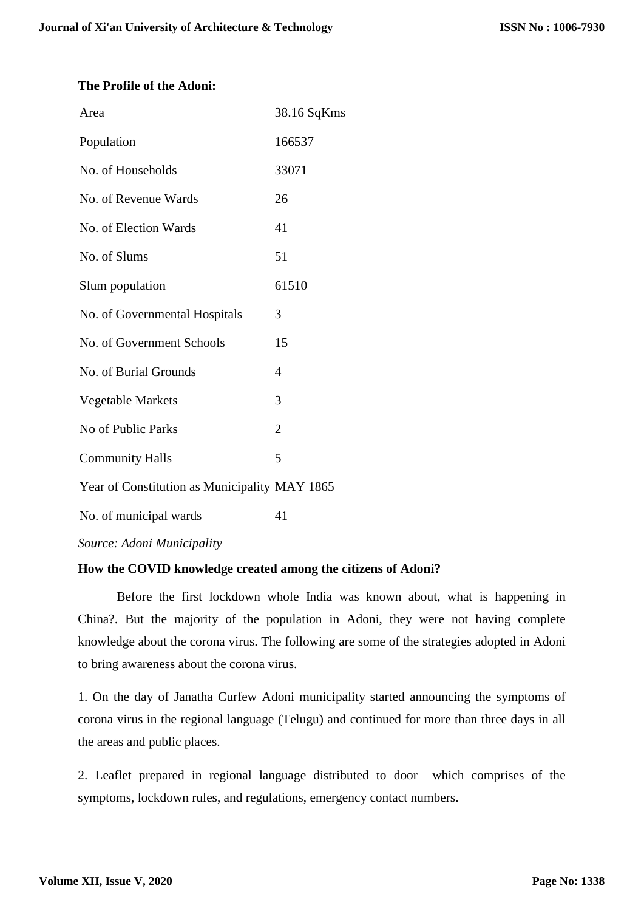**The Profile of the Adoni:**

| | |
|---|---|
| Area | 38.16 SqKms |
| Population | 166537 |
| No. of Households | 33071 |
| No. of Revenue Wards | 26 |
| No. of Election Wards | 41 |
| No. of Slums | 51 |
| Slum population | 61510 |
| No. of Governmental Hospitals | 3 |
| No. of Government Schools | 15 |
| No. of Burial Grounds | 4 |
| Vegetable Markets | 3 |
| No of Public Parks | 2 |
| Community Halls | 5 |
| Year of Constitution as Municipality | MAY 1865 |
| No. of municipal wards | 41 |

*Source: Adoni Municipality*

**How the COVID knowledge created among the citizens of Adoni?**

Before the first lockdown whole India was known about, what is happening in China?. But the majority of the population in Adoni, they were not having complete knowledge about the corona virus. The following are some of the strategies adopted in Adoni to bring awareness about the corona virus.

1. On the day of Janatha Curfew Adoni municipality started announcing the symptoms of corona virus in the regional language (Telugu) and continued for more than three days in all the areas and public places.

2. Leaflet prepared in regional language distributed to door which comprises of the symptoms, lockdown rules, and regulations, emergency contact numbers.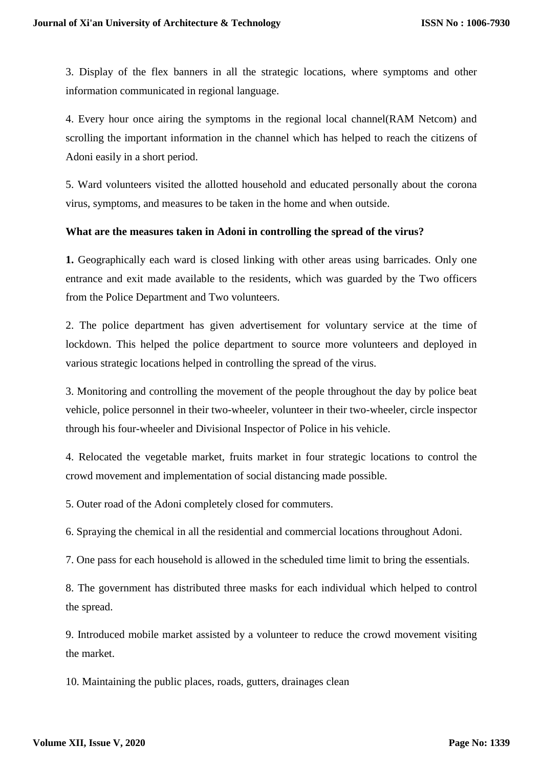3. Display of the flex banners in all the strategic locations, where symptoms and other information communicated in regional language.

4. Every hour once airing the symptoms in the regional local channel(RAM Netcom) and scrolling the important information in the channel which has helped to reach the citizens of Adoni easily in a short period.

5. Ward volunteers visited the allotted household and educated personally about the corona virus, symptoms, and measures to be taken in the home and when outside.

**What are the measures taken in Adoni in controlling the spread of the virus?**

**1.** Geographically each ward is closed linking with other areas using barricades. Only one entrance and exit made available to the residents, which was guarded by the Two officers from the Police Department and Two volunteers.

2. The police department has given advertisement for voluntary service at the time of lockdown. This helped the police department to source more volunteers and deployed in various strategic locations helped in controlling the spread of the virus.

3. Monitoring and controlling the movement of the people throughout the day by police beat vehicle, police personnel in their two-wheeler, volunteer in their two-wheeler, circle inspector through his four-wheeler and Divisional Inspector of Police in his vehicle.

4. Relocated the vegetable market, fruits market in four strategic locations to control the crowd movement and implementation of social distancing made possible.

5. Outer road of the Adoni completely closed for commuters.

6. Spraying the chemical in all the residential and commercial locations throughout Adoni.

7. One pass for each household is allowed in the scheduled time limit to bring the essentials.

8. The government has distributed three masks for each individual which helped to control the spread.

9. Introduced mobile market assisted by a volunteer to reduce the crowd movement visiting the market.

10. Maintaining the public places, roads, gutters, drainages clean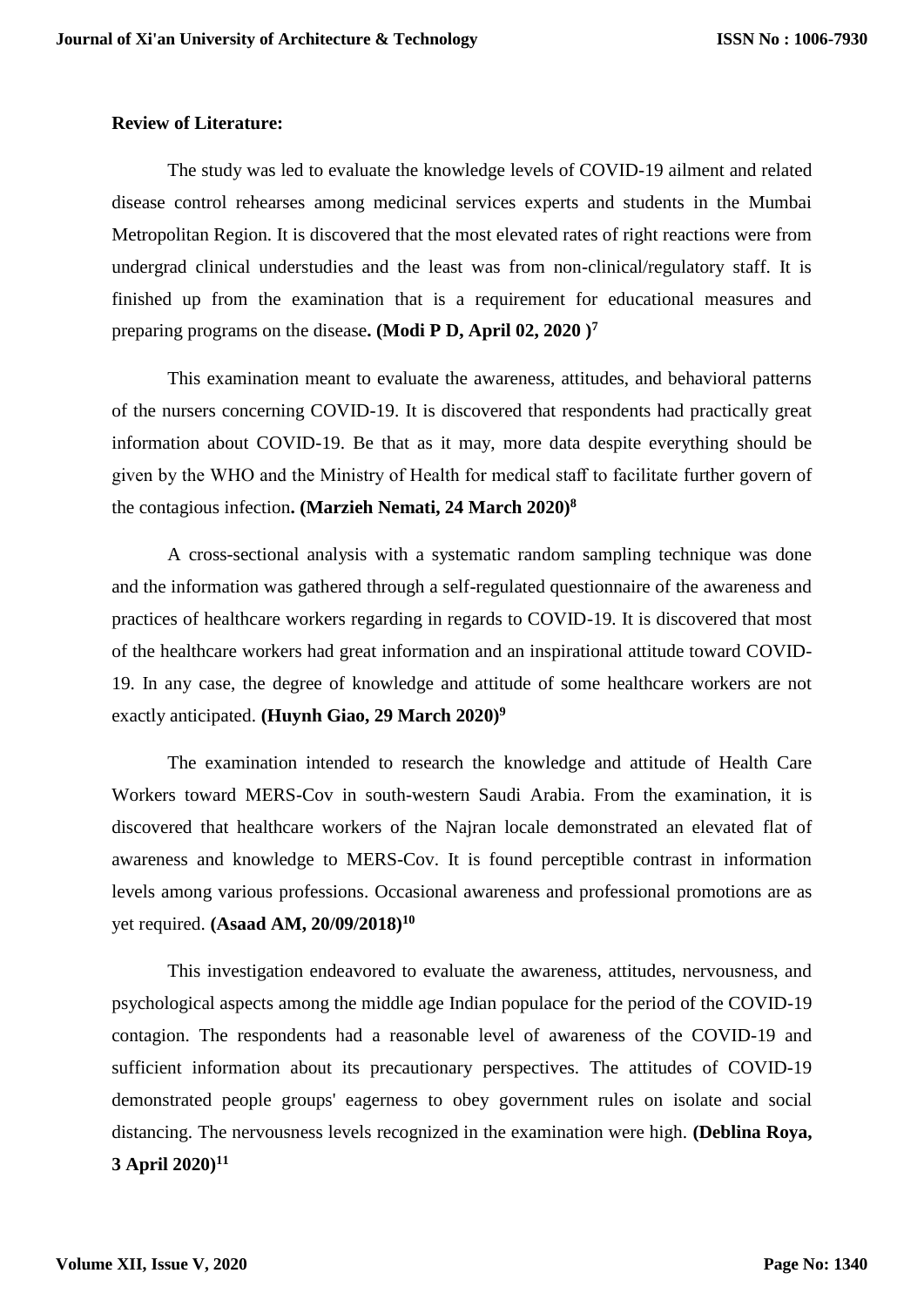**Review of Literature:**

The study was led to evaluate the knowledge levels of COVID-19 ailment and related disease control rehearses among medicinal services experts and students in the Mumbai Metropolitan Region. It is discovered that the most elevated rates of right reactions were from undergrad clinical understudies and the least was from non-clinical/regulatory staff. It is finished up from the examination that is a requirement for educational measures and preparing programs on the disease**. (Modi P D, April 02, 2020 )**[7]

This examination meant to evaluate the awareness, attitudes, and behavioral patterns of the nursers concerning COVID-19. It is discovered that respondents had practically great information about COVID-19. Be that as it may, more data despite everything should be given by the WHO and the Ministry of Health for medical staff to facilitate further govern of the contagious infection**. (Marzieh Nemati, 24 March 2020)**[8]

A cross-sectional analysis with a systematic random sampling technique was done and the information was gathered through a self-regulated questionnaire of the awareness and practices of healthcare workers regarding in regards to COVID-19. It is discovered that most of the healthcare workers had great information and an inspirational attitude toward COVID-19. In any case, the degree of knowledge and attitude of some healthcare workers are not exactly anticipated. **(Huynh Giao, 29 March 2020)**[9]

The examination intended to research the knowledge and attitude of Health Care Workers toward MERS-Cov in south-western Saudi Arabia. From the examination, it is discovered that healthcare workers of the Najran locale demonstrated an elevated flat of awareness and knowledge to MERS-Cov. It is found perceptible contrast in information levels among various professions. Occasional awareness and professional promotions are as yet required. **(Asaad AM, 20/09/2018)**[10]

This investigation endeavored to evaluate the awareness, attitudes, nervousness, and psychological aspects among the middle age Indian populace for the period of the COVID-19 contagion. The respondents had a reasonable level of awareness of the COVID-19 and sufficient information about its precautionary perspectives. The attitudes of COVID-19 demonstrated people groups' eagerness to obey government rules on isolate and social distancing. The nervousness levels recognized in the examination were high. **(Deblina Roya, 3 April 2020)**[11]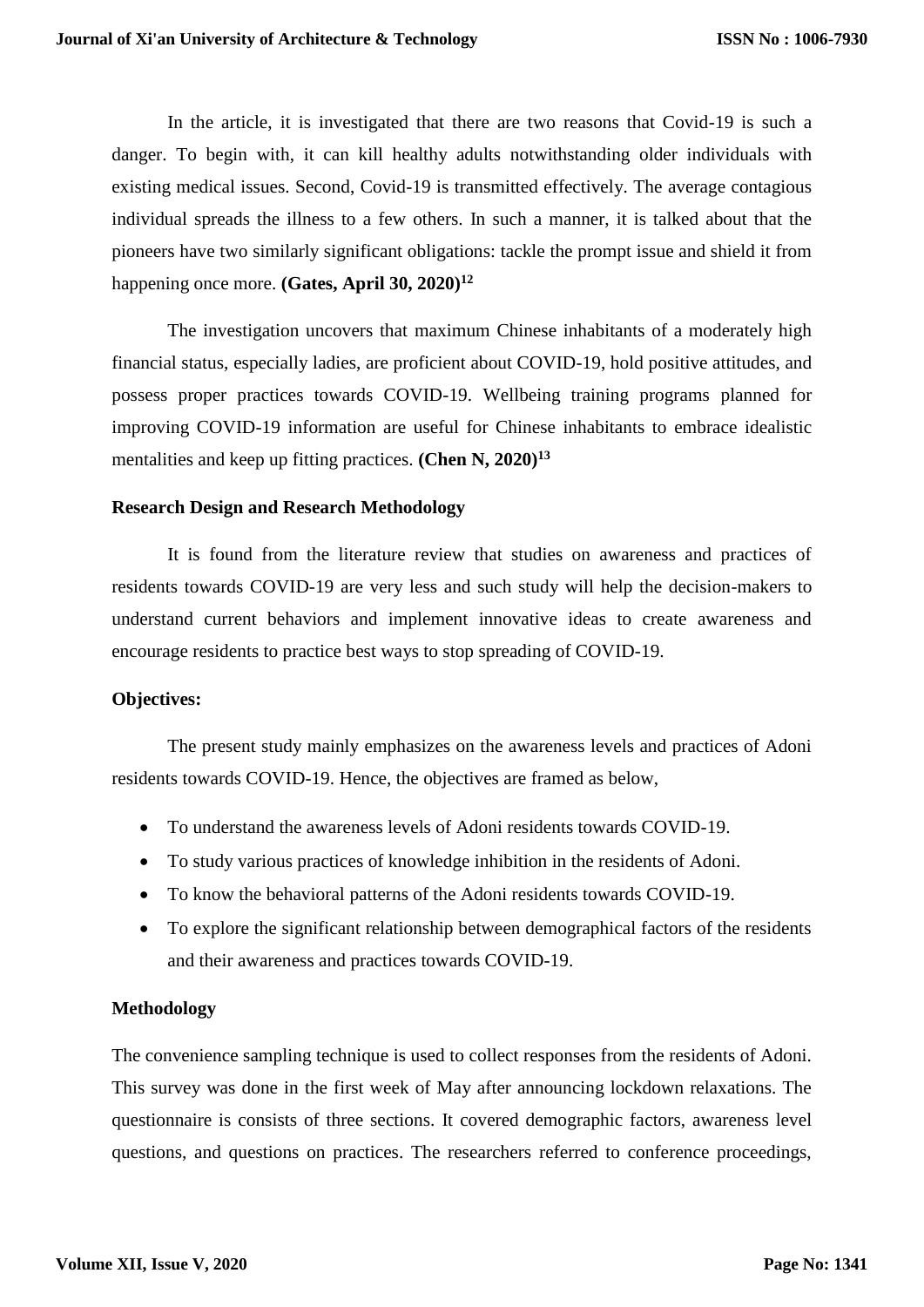In the article, it is investigated that there are two reasons that Covid-19 is such a danger. To begin with, it can kill healthy adults notwithstanding older individuals with existing medical issues. Second, Covid-19 is transmitted effectively. The average contagious individual spreads the illness to a few others. In such a manner, it is talked about that the pioneers have two similarly significant obligations: tackle the prompt issue and shield it from happening once more. **(Gates, April 30, 2020)[12]**

The investigation uncovers that maximum Chinese inhabitants of a moderately high financial status, especially ladies, are proficient about COVID-19, hold positive attitudes, and possess proper practices towards COVID-19. Wellbeing training programs planned for improving COVID-19 information are useful for Chinese inhabitants to embrace idealistic mentalities and keep up fitting practices. **(Chen N, 2020)[13]**

**Research Design and Research Methodology**

It is found from the literature review that studies on awareness and practices of residents towards COVID-19 are very less and such study will help the decision-makers to understand current behaviors and implement innovative ideas to create awareness and encourage residents to practice best ways to stop spreading of COVID-19.

**Objectives:**

The present study mainly emphasizes on the awareness levels and practices of Adoni residents towards COVID-19. Hence, the objectives are framed as below,

- To understand the awareness levels of Adoni residents towards COVID-19.
- To study various practices of knowledge inhibition in the residents of Adoni.
- To know the behavioral patterns of the Adoni residents towards COVID-19.
- To explore the significant relationship between demographical factors of the residents and their awareness and practices towards COVID-19.

**Methodology**

The convenience sampling technique is used to collect responses from the residents of Adoni. This survey was done in the first week of May after announcing lockdown relaxations. The questionnaire is consists of three sections. It covered demographic factors, awareness level questions, and questions on practices. The researchers referred to conference proceedings,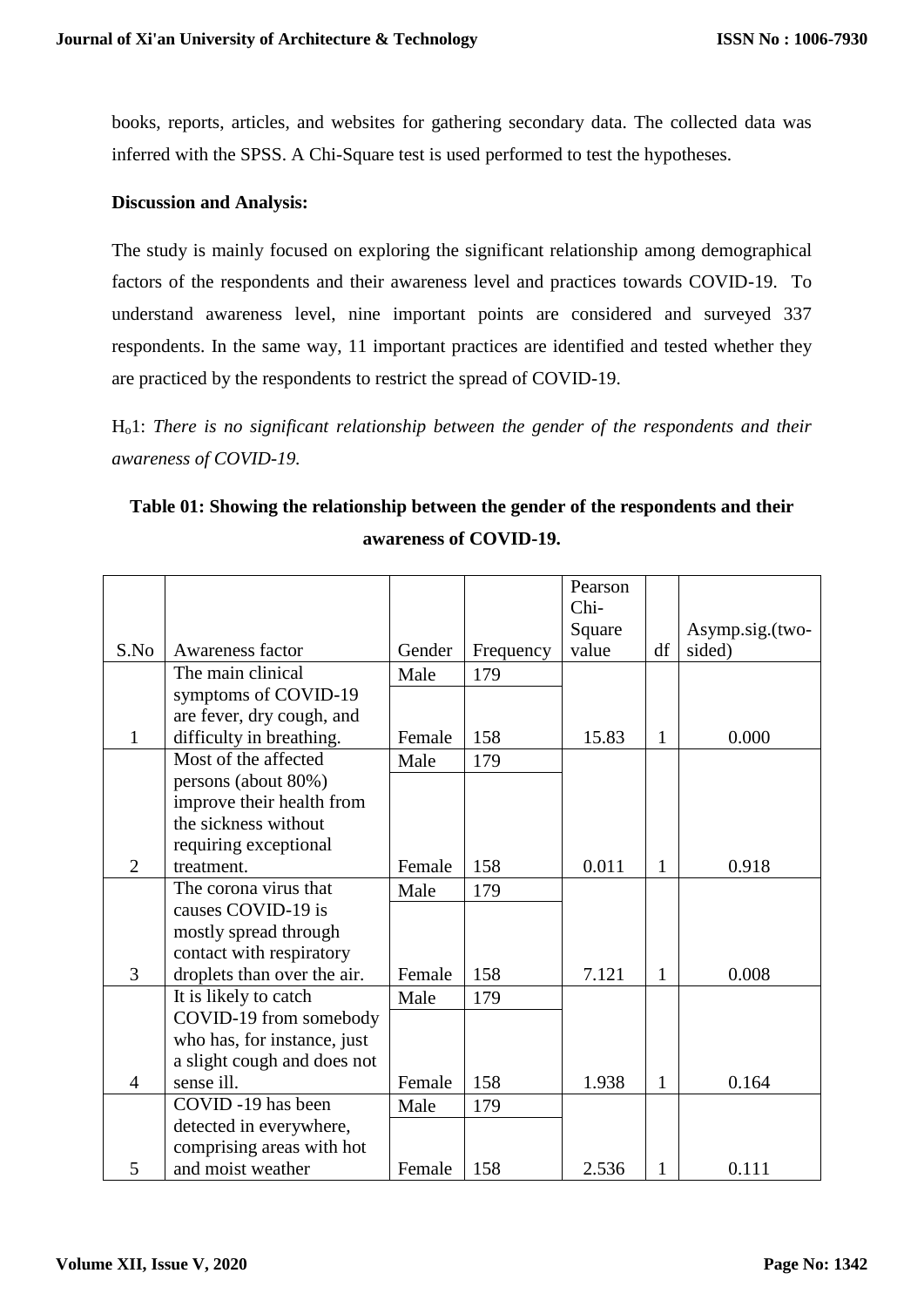books, reports, articles, and websites for gathering secondary data. The collected data was inferred with the SPSS. A Chi-Square test is used performed to test the hypotheses.

**Discussion and Analysis:**

The study is mainly focused on exploring the significant relationship among demographical factors of the respondents and their awareness level and practices towards COVID-19. To understand awareness level, nine important points are considered and surveyed 337 respondents. In the same way, 11 important practices are identified and tested whether they are practiced by the respondents to restrict the spread of COVID-19.

$H_o1$: *There is no significant relationship between the gender of the respondents and their awareness of COVID-19.*

**Table 01: Showing the relationship between the gender of the respondents and their awareness of COVID-19.**

| S.No | Awareness factor | Gender | Frequency | Pearson Chi-Square value | df | Asymp.sig.(two-sided) |
|---|---|---|---|---|---|---|
| 1 | The main clinical symptoms of COVID-19 are fever, dry cough, and difficulty in breathing. | Male | 179 | 15.83 | 1 | 0.000 |
| | | Female | 158 | | | |
| 2 | Most of the affected persons (about 80%) improve their health from the sickness without requiring exceptional treatment. | Male | 179 | 0.011 | 1 | 0.918 |
| | | Female | 158 | | | |
| 3 | The corona virus that causes COVID-19 is mostly spread through contact with respiratory droplets than over the air. | Male | 179 | 7.121 | 1 | 0.008 |
| | | Female | 158 | | | |
| 4 | It is likely to catch COVID-19 from somebody who has, for instance, just a slight cough and does not sense ill. | Male | 179 | 1.938 | 1 | 0.164 |
| | | Female | 158 | | | |
| 5 | COVID -19 has been detected in everywhere, comprising areas with hot and moist weather | Male | 179 | 2.536 | 1 | 0.111 |
| | | Female | 158 | | | |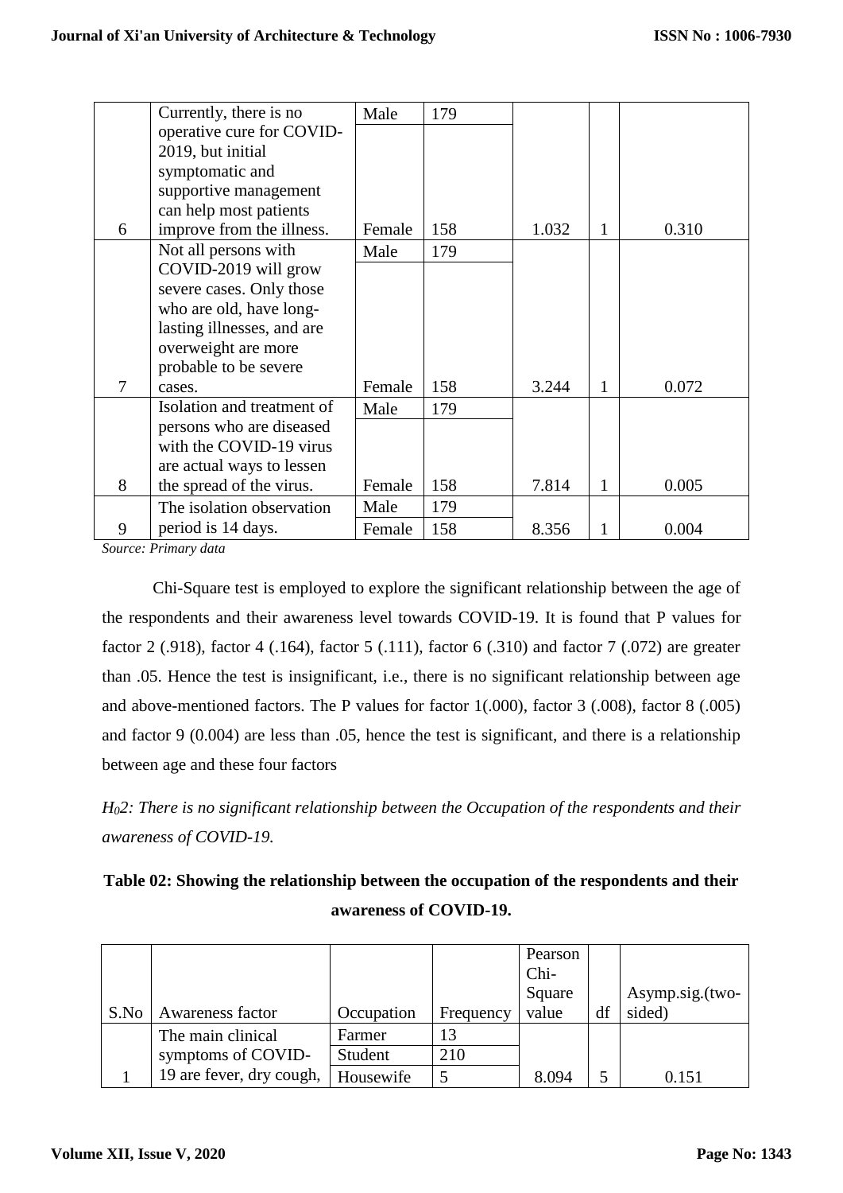| | | | | | | |
|---|---|---|---|---|---|---|
| 6 | Currently, there is no operative cure for COVID-2019, but initial symptomatic and supportive management can help most patients improve from the illness. | Male | 179 | 1.032 | 1 | 0.310 |
| | | Female | 158 | | | |
| 7 | Not all persons with COVID-2019 will grow severe cases. Only those who are old, have long-lasting illnesses, and are overweight are more probable to be severe cases. | Male | 179 | 3.244 | 1 | 0.072 |
| | | Female | 158 | | | |
| 8 | Isolation and treatment of persons who are diseased with the COVID-19 virus are actual ways to lessen the spread of the virus. | Male | 179 | 7.814 | 1 | 0.005 |
| | | Female | 158 | | | |
| 9 | The isolation observation period is 14 days. | Male | 179 | 8.356 | 1 | 0.004 |
| | | Female | 158 | | | |

*Source: Primary data*

Chi-Square test is employed to explore the significant relationship between the age of the respondents and their awareness level towards COVID-19. It is found that P values for factor 2 (.918), factor 4 (.164), factor 5 (.111), factor 6 (.310) and factor 7 (.072) are greater than .05. Hence the test is insignificant, i.e., there is no significant relationship between age and above-mentioned factors. The P values for factor 1(.000), factor 3 (.008), factor 8 (.005) and factor 9 (0.004) are less than .05, hence the test is significant, and there is a relationship between age and these four factors

*$H_0$2: There is no significant relationship between the Occupation of the respondents and their awareness of COVID-19.*

**Table 02: Showing the relationship between the occupation of the respondents and their awareness of COVID-19.**

| S.No | Awareness factor | Occupation | Frequency | Pearson Chi-Square value | df | Asymp.sig.(two-sided) |
|---|---|---|---|---|---|---|
| 1 | The main clinical symptoms of COVID-19 are fever, dry cough, | Farmer | 13 | 8.094 | 5 | 0.151 |
| | | Student | 210 | | | |
| | | Housewife | 5 | | | |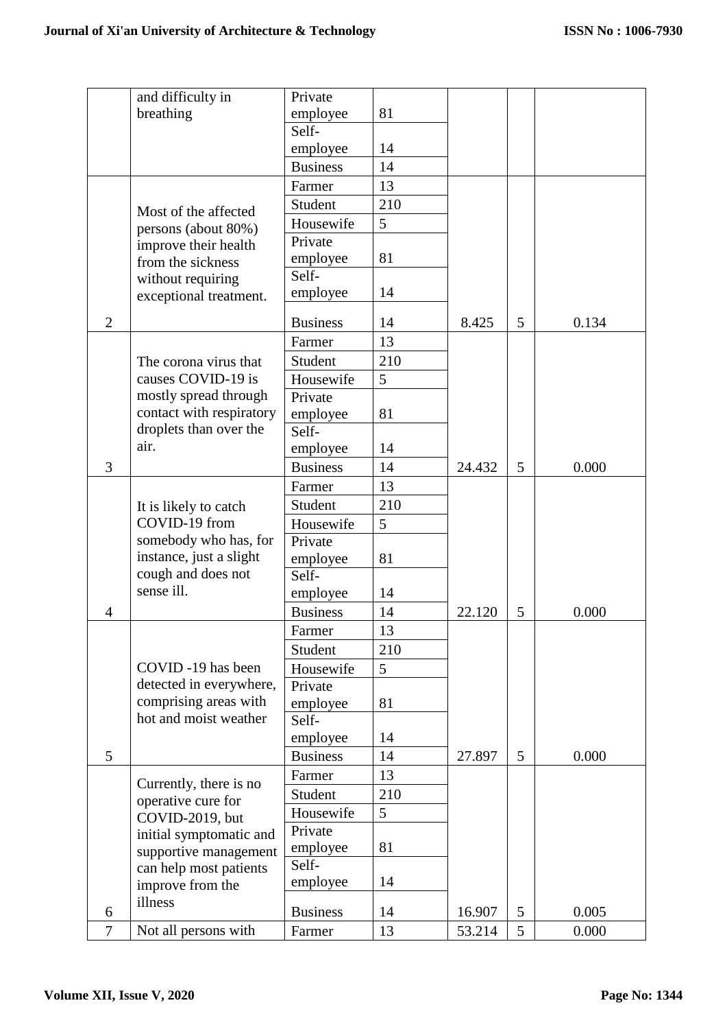|  |  |  |  |  |  |  |
|---|---|---|---|---|---|---|
|  | and difficulty in breathing | Private employee | 81 |  |  |  |
|  |  | Self-employee | 14 |  |  |  |
|  |  | Business | 14 |  |  |  |
| 2 | Most of the affected persons (about 80%) improve their health from the sickness without requiring exceptional treatment. | Farmer | 13 | 8.425 | 5 | 0.134 |
|  |  | Student | 210 |  |  |  |
|  |  | Housewife | 5 |  |  |  |
|  |  | Private employee | 81 |  |  |  |
|  |  | Self-employee | 14 |  |  |  |
|  |  | Business | 14 |  |  |  |
| 3 | The corona virus that causes COVID-19 is mostly spread through contact with respiratory droplets than over the air. | Farmer | 13 | 24.432 | 5 | 0.000 |
|  |  | Student | 210 |  |  |  |
|  |  | Housewife | 5 |  |  |  |
|  |  | Private employee | 81 |  |  |  |
|  |  | Self-employee | 14 |  |  |  |
|  |  | Business | 14 |  |  |  |
| 4 | It is likely to catch COVID-19 from somebody who has, for instance, just a slight cough and does not sense ill. | Farmer | 13 | 22.120 | 5 | 0.000 |
|  |  | Student | 210 |  |  |  |
|  |  | Housewife | 5 |  |  |  |
|  |  | Private employee | 81 |  |  |  |
|  |  | Self-employee | 14 |  |  |  |
|  |  | Business | 14 |  |  |  |
| 5 | COVID -19 has been detected in everywhere, comprising areas with hot and moist weather | Farmer | 13 | 27.897 | 5 | 0.000 |
|  |  | Student | 210 |  |  |  |
|  |  | Housewife | 5 |  |  |  |
|  |  | Private employee | 81 |  |  |  |
|  |  | Self-employee | 14 |  |  |  |
|  |  | Business | 14 |  |  |  |
| 6 | Currently, there is no operative cure for COVID-2019, but initial symptomatic and supportive management can help most patients improve from the illness | Farmer | 13 | 16.907 | 5 | 0.005 |
|  |  | Student | 210 |  |  |  |
|  |  | Housewife | 5 |  |  |  |
|  |  | Private employee | 81 |  |  |  |
|  |  | Self-employee | 14 |  |  |  |
|  |  | Business | 14 |  |  |  |
| 7 | Not all persons with | Farmer | 13 | 53.214 | 5 | 0.000 |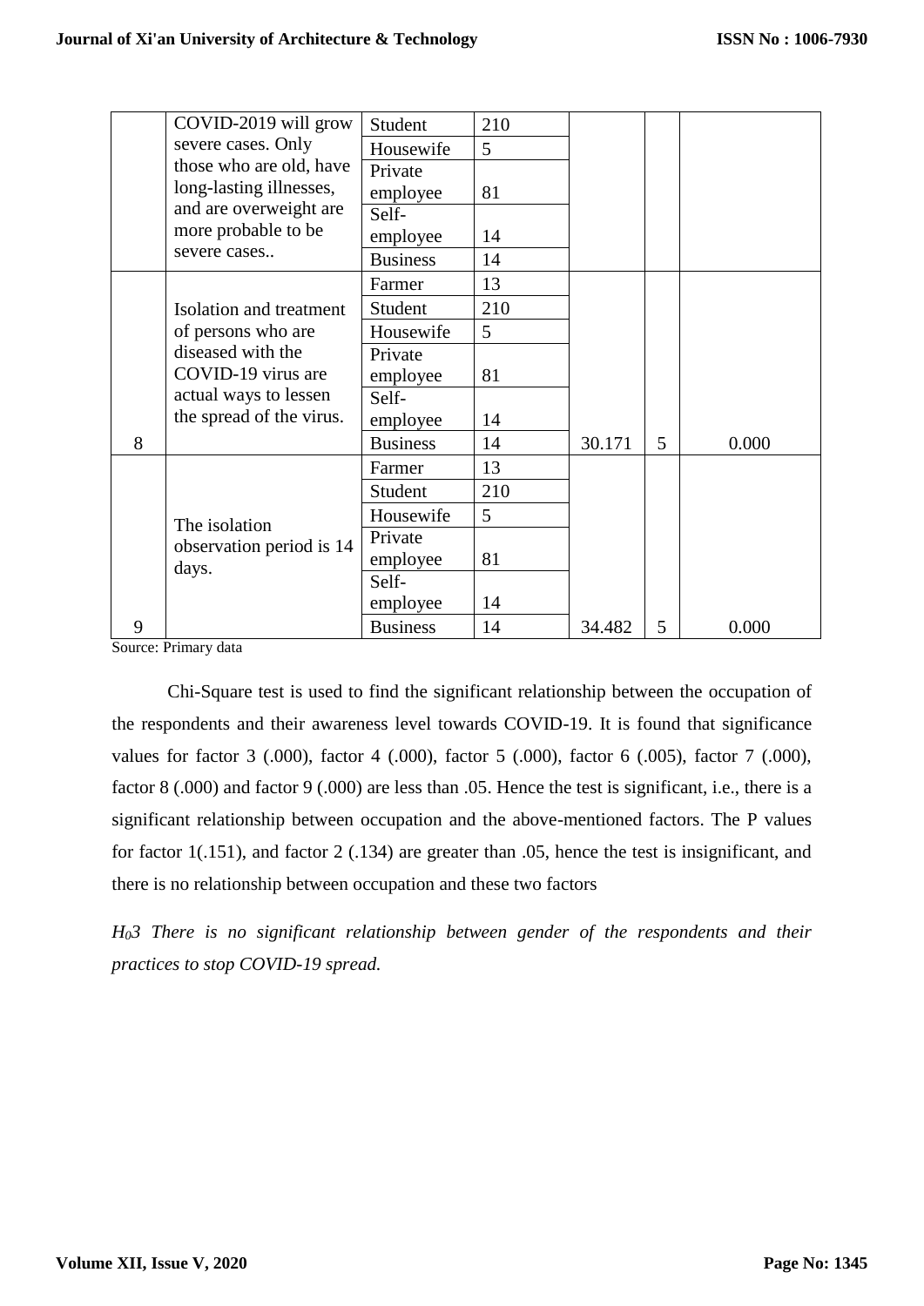| | COVID-2019 will grow severe cases. Only those who are old, have long-lasting illnesses, and are overweight are more probable to be severe cases.. | Student | 210 | | | |
|---|---|---|---|---|---|---|
| | | Housewife | 5 | | | |
| | | Private employee | 81 | | | |
| | | Self-employee | 14 | | | |
| | | Business | 14 | | | |
| 8 | Isolation and treatment of persons who are diseased with the COVID-19 virus are actual ways to lessen the spread of the virus. | Farmer | 13 | 30.171 | 5 | 0.000 |
| | | Student | 210 | | | |
| | | Housewife | 5 | | | |
| | | Private employee | 81 | | | |
| | | Self-employee | 14 | | | |
| | | Business | 14 | | | |
| 9 | The isolation observation period is 14 days. | Farmer | 13 | 34.482 | 5 | 0.000 |
| | | Student | 210 | | | |
| | | Housewife | 5 | | | |
| | | Private employee | 81 | | | |
| | | Self-employee | 14 | | | |
| | | Business | 14 | | | |

Source: Primary data

Chi-Square test is used to find the significant relationship between the occupation of the respondents and their awareness level towards COVID-19. It is found that significance values for factor 3 (.000), factor 4 (.000), factor 5 (.000), factor 6 (.005), factor 7 (.000), factor 8 (.000) and factor 9 (.000) are less than .05. Hence the test is significant, i.e., there is a significant relationship between occupation and the above-mentioned factors. The P values for factor 1(.151), and factor 2 (.134) are greater than .05, hence the test is insignificant, and there is no relationship between occupation and these two factors

*$H_0$3 There is no significant relationship between gender of the respondents and their practices to stop COVID-19 spread.*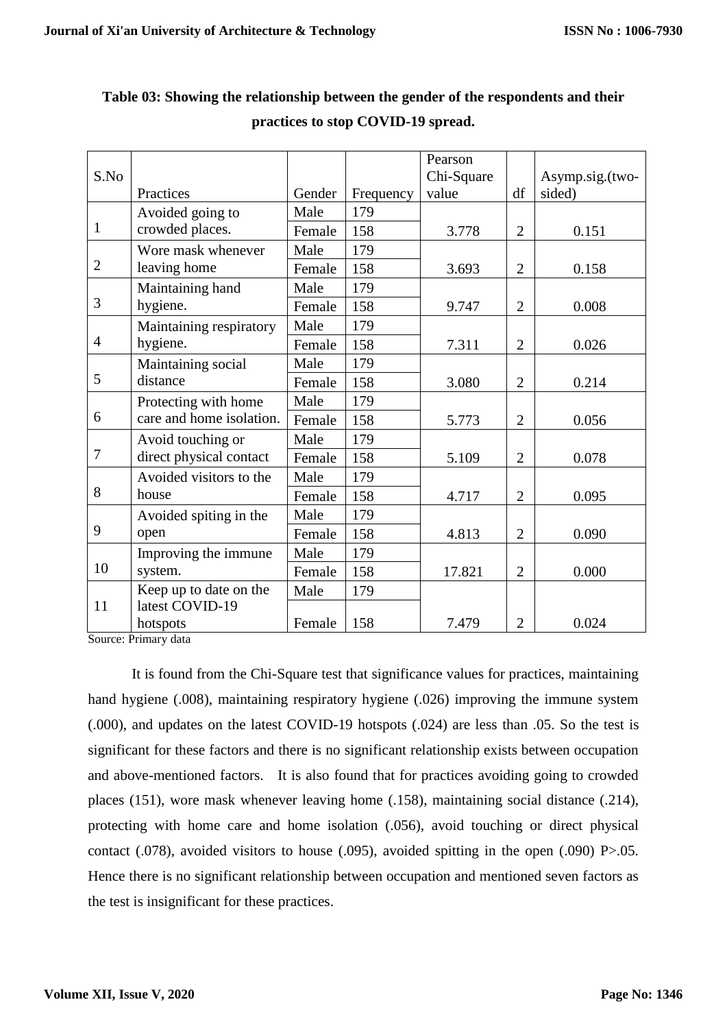**Table 03: Showing the relationship between the gender of the respondents and their practices to stop COVID-19 spread.**

| S.No | Practices | Gender | Frequency | Pearson Chi-Square value | df | Asymp.sig.(two-sided) |
|---|---|---|---|---|---|---|
| 1 | Avoided going to crowded places. | Male | 179 | 3.778 | 2 | 0.151 |
| | | Female | 158 | | | |
| 2 | Wore mask whenever leaving home | Male | 179 | 3.693 | 2 | 0.158 |
| | | Female | 158 | | | |
| 3 | Maintaining hand hygiene. | Male | 179 | 9.747 | 2 | 0.008 |
| | | Female | 158 | | | |
| 4 | Maintaining respiratory hygiene. | Male | 179 | 7.311 | 2 | 0.026 |
| | | Female | 158 | | | |
| 5 | Maintaining social distance | Male | 179 | 3.080 | 2 | 0.214 |
| | | Female | 158 | | | |
| 6 | Protecting with home care and home isolation. | Male | 179 | 5.773 | 2 | 0.056 |
| | | Female | 158 | | | |
| 7 | Avoid touching or direct physical contact | Male | 179 | 5.109 | 2 | 0.078 |
| | | Female | 158 | | | |
| 8 | Avoided visitors to the house | Male | 179 | 4.717 | 2 | 0.095 |
| | | Female | 158 | | | |
| 9 | Avoided spiting in the open | Male | 179 | 4.813 | 2 | 0.090 |
| | | Female | 158 | | | |
| 10 | Improving the immune system. | Male | 179 | 17.821 | 2 | 0.000 |
| | | Female | 158 | | | |
| 11 | Keep up to date on the latest COVID-19 hotspots | Male | 179 | 7.479 | 2 | 0.024 |
| | | Female | 158 | | | |

Source: Primary data

It is found from the Chi-Square test that significance values for practices, maintaining hand hygiene (.008), maintaining respiratory hygiene (.026) improving the immune system (.000), and updates on the latest COVID-19 hotspots (.024) are less than .05. So the test is significant for these factors and there is no significant relationship exists between occupation and above-mentioned factors. It is also found that for practices avoiding going to crowded places (151), wore mask whenever leaving home (.158), maintaining social distance (.214), protecting with home care and home isolation (.056), avoid touching or direct physical contact (.078), avoided visitors to house (.095), avoided spitting in the open (.090) P>.05. Hence there is no significant relationship between occupation and mentioned seven factors as the test is insignificant for these practices.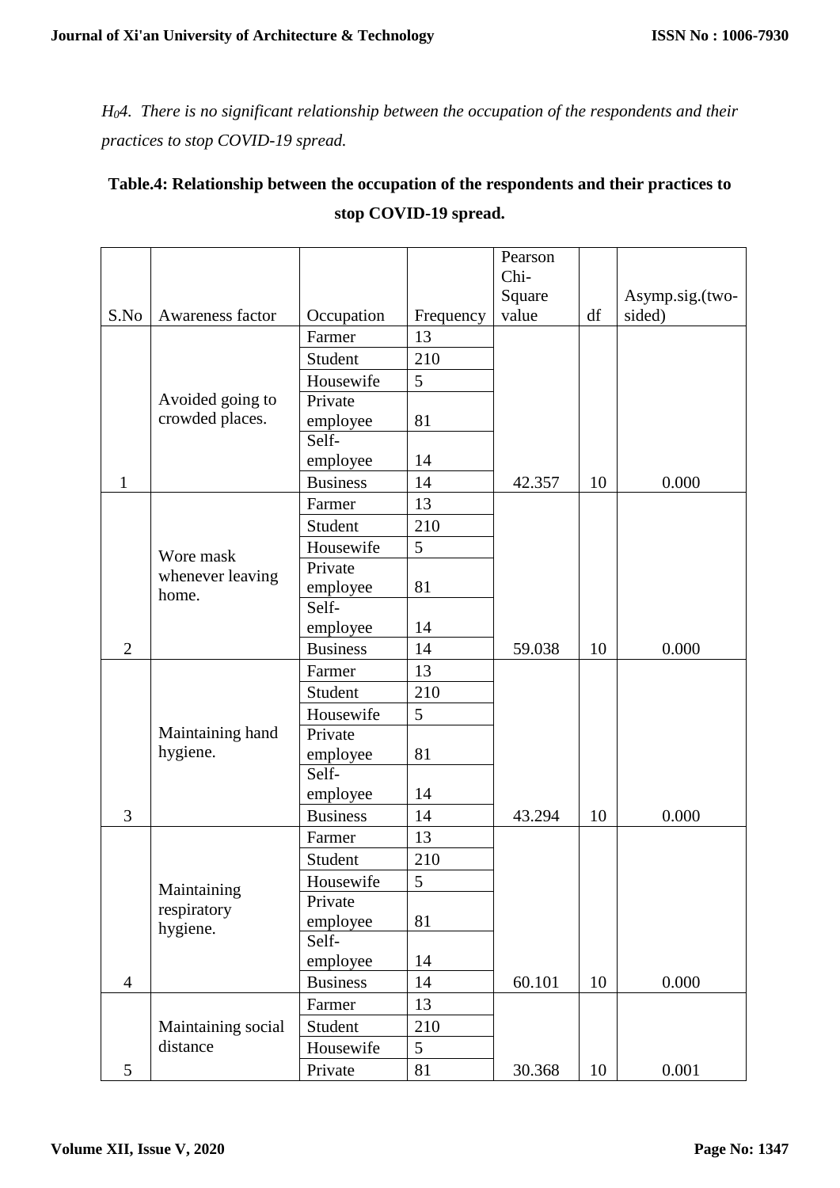*$H_0$4. There is no significant relationship between the occupation of the respondents and their practices to stop COVID-19 spread.*

**Table.4: Relationship between the occupation of the respondents and their practices to stop COVID-19 spread.**

| S.No | Awareness factor | Occupation | Frequency | Pearson Chi-Square value | df | Asymp.sig.(two-sided) |
|---|---|---|---|---|---|---|
| 1 | Avoided going to crowded places. | Farmer | 13 | 42.357 | 10 | 0.000 |
| | | Student | 210 | | | |
| | | Housewife | 5 | | | |
| | | Private employee | 81 | | | |
| | | Self-employee | 14 | | | |
| | | Business | 14 | | | |
| 2 | Wore mask whenever leaving home. | Farmer | 13 | 59.038 | 10 | 0.000 |
| | | Student | 210 | | | |
| | | Housewife | 5 | | | |
| | | Private employee | 81 | | | |
| | | Self-employee | 14 | | | |
| | | Business | 14 | | | |
| 3 | Maintaining hand hygiene. | Farmer | 13 | 43.294 | 10 | 0.000 |
| | | Student | 210 | | | |
| | | Housewife | 5 | | | |
| | | Private employee | 81 | | | |
| | | Self-employee | 14 | | | |
| | | Business | 14 | | | |
| 4 | Maintaining respiratory hygiene. | Farmer | 13 | 60.101 | 10 | 0.000 |
| | | Student | 210 | | | |
| | | Housewife | 5 | | | |
| | | Private employee | 81 | | | |
| | | Self-employee | 14 | | | |
| | | Business | 14 | | | |
| 5 | Maintaining social distance | Farmer | 13 | 30.368 | 10 | 0.001 |
| | | Student | 210 | | | |
| | | Housewife | 5 | | | |
| | | Private | 81 | | | |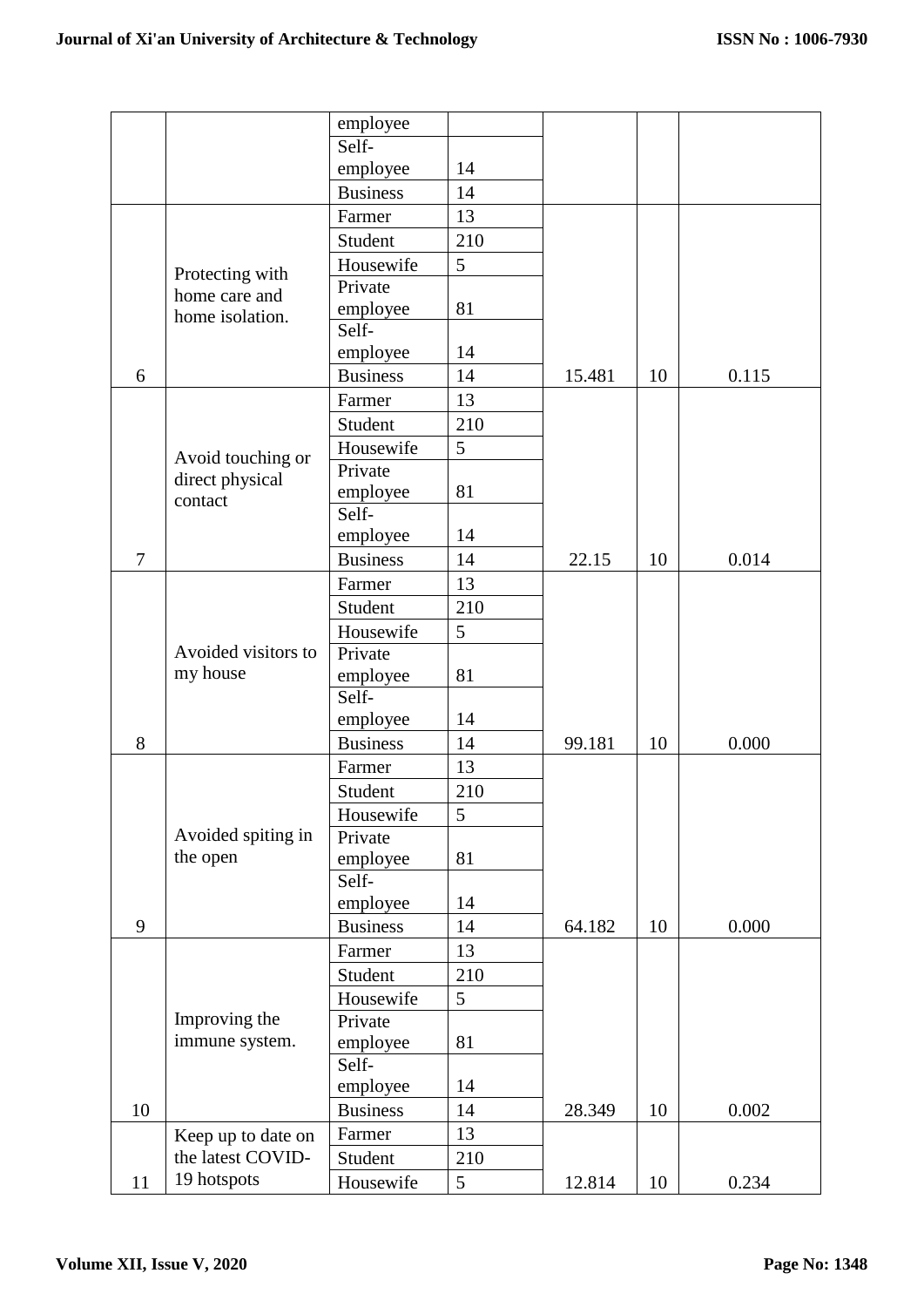| | | employee | | | | |
|---|---|---|---|---|---|---|
| | | Self-employee | 14 | | | |
| | | Business | 14 | | | |
| 6 | Protecting with home care and home isolation. | Farmer | 13 | 15.481 | 10 | 0.115 |
| | | Student | 210 | | | |
| | | Housewife | 5 | | | |
| | | Private employee | 81 | | | |
| | | Self-employee | 14 | | | |
| | | Business | 14 | | | |
| 7 | Avoid touching or direct physical contact | Farmer | 13 | 22.15 | 10 | 0.014 |
| | | Student | 210 | | | |
| | | Housewife | 5 | | | |
| | | Private employee | 81 | | | |
| | | Self-employee | 14 | | | |
| | | Business | 14 | | | |
| 8 | Avoided visitors to my house | Farmer | 13 | 99.181 | 10 | 0.000 |
| | | Student | 210 | | | |
| | | Housewife | 5 | | | |
| | | Private employee | 81 | | | |
| | | Self-employee | 14 | | | |
| | | Business | 14 | | | |
| 9 | Avoided spiting in the open | Farmer | 13 | 64.182 | 10 | 0.000 |
| | | Student | 210 | | | |
| | | Housewife | 5 | | | |
| | | Private employee | 81 | | | |
| | | Self-employee | 14 | | | |
| | | Business | 14 | | | |
| 10 | Improving the immune system. | Farmer | 13 | 28.349 | 10 | 0.002 |
| | | Student | 210 | | | |
| | | Housewife | 5 | | | |
| | | Private employee | 81 | | | |
| | | Self-employee | 14 | | | |
| | | Business | 14 | | | |
| 11 | Keep up to date on the latest COVID-19 hotspots | Farmer | 13 | 12.814 | 10 | 0.234 |
| | | Student | 210 | | | |
| | | Housewife | 5 | | | |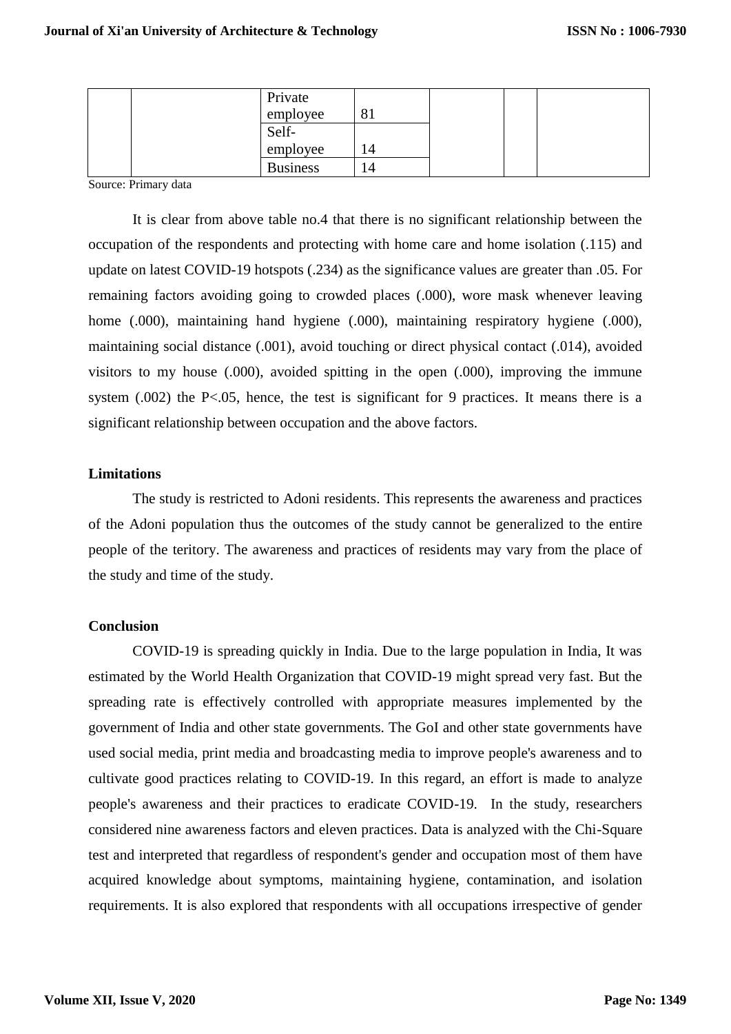|  |  | Private employee | 81 |  |  |  |
|---|---|---|---|---|---|---|
|  |  | Self-employee | 14 |  |  |  |
|  |  | Business | 14 |  |  |  |

Source: Primary data

It is clear from above table no.4 that there is no significant relationship between the occupation of the respondents and protecting with home care and home isolation (.115) and update on latest COVID-19 hotspots (.234) as the significance values are greater than .05. For remaining factors avoiding going to crowded places (.000), wore mask whenever leaving home (.000), maintaining hand hygiene (.000), maintaining respiratory hygiene (.000), maintaining social distance (.001), avoid touching or direct physical contact (.014), avoided visitors to my house (.000), avoided spitting in the open (.000), improving the immune system (.002) the P<.05, hence, the test is significant for 9 practices. It means there is a significant relationship between occupation and the above factors.

## Limitations

The study is restricted to Adoni residents. This represents the awareness and practices of the Adoni population thus the outcomes of the study cannot be generalized to the entire people of the teritory. The awareness and practices of residents may vary from the place of the study and time of the study.

## Conclusion

COVID-19 is spreading quickly in India. Due to the large population in India, It was estimated by the World Health Organization that COVID-19 might spread very fast. But the spreading rate is effectively controlled with appropriate measures implemented by the government of India and other state governments. The GoI and other state governments have used social media, print media and broadcasting media to improve people's awareness and to cultivate good practices relating to COVID-19. In this regard, an effort is made to analyze people's awareness and their practices to eradicate COVID-19. In the study, researchers considered nine awareness factors and eleven practices. Data is analyzed with the Chi-Square test and interpreted that regardless of respondent's gender and occupation most of them have acquired knowledge about symptoms, maintaining hygiene, contamination, and isolation requirements. It is also explored that respondents with all occupations irrespective of gender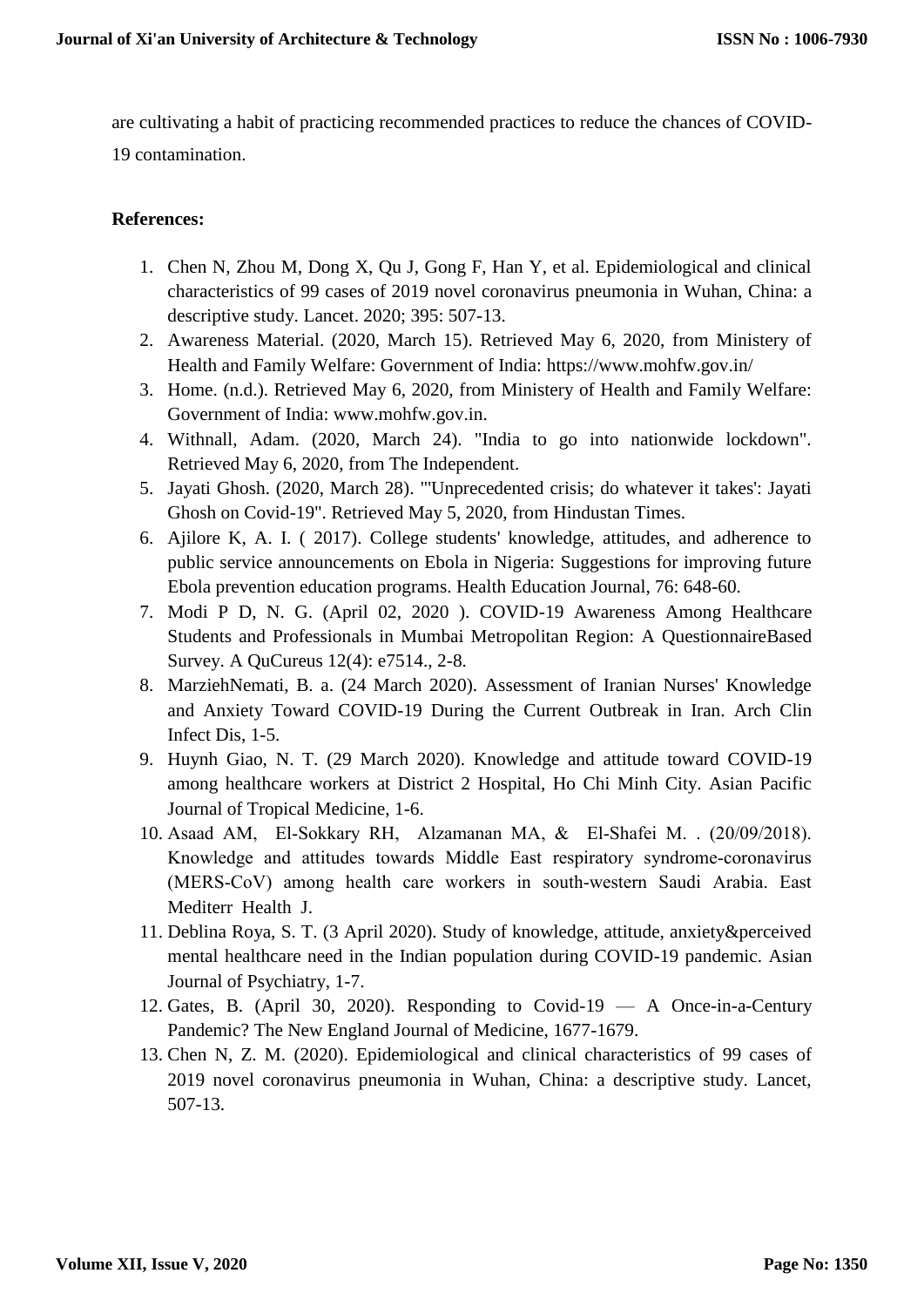are cultivating a habit of practicing recommended practices to reduce the chances of COVID-19 contamination.

**References:**

1. Chen N, Zhou M, Dong X, Qu J, Gong F, Han Y, et al. Epidemiological and clinical characteristics of 99 cases of 2019 novel coronavirus pneumonia in Wuhan, China: a descriptive study. Lancet. 2020; 395: 507-13.
2. Awareness Material. (2020, March 15). Retrieved May 6, 2020, from Ministery of Health and Family Welfare: Government of India: https://www.mohfw.gov.in/
3. Home. (n.d.). Retrieved May 6, 2020, from Ministery of Health and Family Welfare: Government of India: www.mohfw.gov.in.
4. Withnall, Adam. (2020, March 24). "India to go into nationwide lockdown". Retrieved May 6, 2020, from The Independent.
5. Jayati Ghosh. (2020, March 28). "'Unprecedented crisis; do whatever it takes': Jayati Ghosh on Covid-19". Retrieved May 5, 2020, from Hindustan Times.
6. Ajilore K, A. I. ( 2017). College students' knowledge, attitudes, and adherence to public service announcements on Ebola in Nigeria: Suggestions for improving future Ebola prevention education programs. Health Education Journal, 76: 648-60.
7. Modi P D, N. G. (April 02, 2020 ). COVID-19 Awareness Among Healthcare Students and Professionals in Mumbai Metropolitan Region: A QuestionnaireBased Survey. A QuCureus 12(4): e7514., 2-8.
8. MarziehNemati, B. a. (24 March 2020). Assessment of Iranian Nurses' Knowledge and Anxiety Toward COVID-19 During the Current Outbreak in Iran. Arch Clin Infect Dis, 1-5.
9. Huynh Giao, N. T. (29 March 2020). Knowledge and attitude toward COVID-19 among healthcare workers at District 2 Hospital, Ho Chi Minh City. Asian Pacific Journal of Tropical Medicine, 1-6.
10. Asaad AM, El-Sokkary RH, Alzamanan MA, & El-Shafei M. . (20/09/2018). Knowledge and attitudes towards Middle East respiratory syndrome-coronavirus (MERS-CoV) among health care workers in south-western Saudi Arabia. East Mediterr Health J.
11. Deblina Roya, S. T. (3 April 2020). Study of knowledge, attitude, anxiety&perceived mental healthcare need in the Indian population during COVID-19 pandemic. Asian Journal of Psychiatry, 1-7.
12. Gates, B. (April 30, 2020). Responding to Covid-19 — A Once-in-a-Century Pandemic? The New England Journal of Medicine, 1677-1679.
13. Chen N, Z. M. (2020). Epidemiological and clinical characteristics of 99 cases of 2019 novel coronavirus pneumonia in Wuhan, China: a descriptive study. Lancet, 507-13.